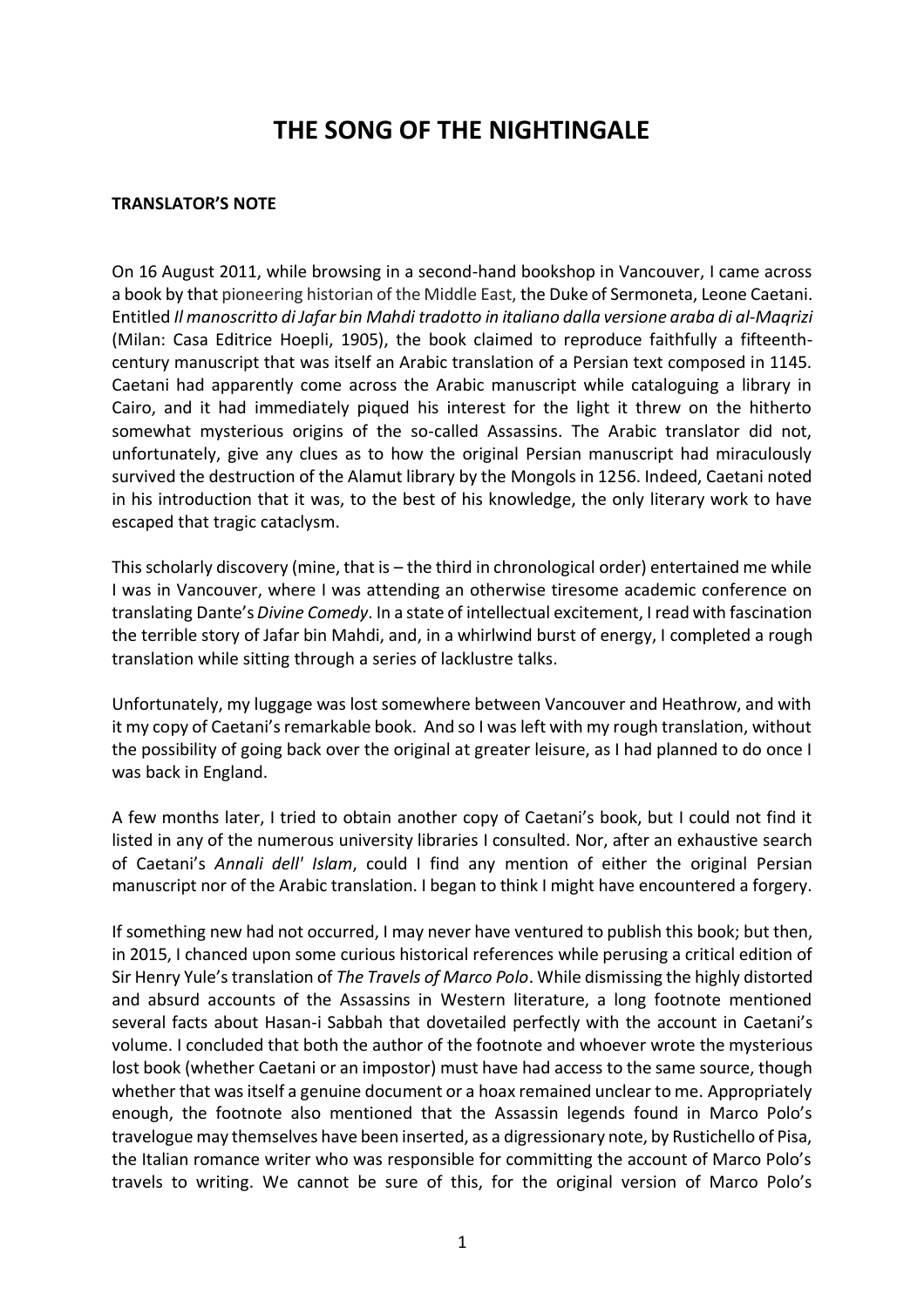# THE SONG OF THE NIGHTINGALE

**TRANSLATOR'S NOTE**

On 16 August 2011, while browsing in a second-hand bookshop in Vancouver, I came across a book by that pioneering historian of the Middle East, the Duke of Sermoneta, Leone Caetani. Entitled *Il manoscritto di Jafar bin Mahdi tradotto in italiano dalla versione araba di al-Maqrizi* (Milan: Casa Editrice Hoepli, 1905), the book claimed to reproduce faithfully a fifteenth-century manuscript that was itself an Arabic translation of a Persian text composed in 1145. Caetani had apparently come across the Arabic manuscript while cataloguing a library in Cairo, and it had immediately piqued his interest for the light it threw on the hitherto somewhat mysterious origins of the so-called Assassins. The Arabic translator did not, unfortunately, give any clues as to how the original Persian manuscript had miraculously survived the destruction of the Alamut library by the Mongols in 1256. Indeed, Caetani noted in his introduction that it was, to the best of his knowledge, the only literary work to have escaped that tragic cataclysm.

This scholarly discovery (mine, that is – the third in chronological order) entertained me while I was in Vancouver, where I was attending an otherwise tiresome academic conference on translating Dante's *Divine Comedy*. In a state of intellectual excitement, I read with fascination the terrible story of Jafar bin Mahdi, and, in a whirlwind burst of energy, I completed a rough translation while sitting through a series of lacklustre talks.

Unfortunately, my luggage was lost somewhere between Vancouver and Heathrow, and with it my copy of Caetani's remarkable book. And so I was left with my rough translation, without the possibility of going back over the original at greater leisure, as I had planned to do once I was back in England.

A few months later, I tried to obtain another copy of Caetani's book, but I could not find it listed in any of the numerous university libraries I consulted. Nor, after an exhaustive search of Caetani's *Annali dell' Islam*, could I find any mention of either the original Persian manuscript nor of the Arabic translation. I began to think I might have encountered a forgery.

If something new had not occurred, I may never have ventured to publish this book; but then, in 2015, I chanced upon some curious historical references while perusing a critical edition of Sir Henry Yule's translation of *The Travels of Marco Polo*. While dismissing the highly distorted and absurd accounts of the Assassins in Western literature, a long footnote mentioned several facts about Hasan-i Sabbah that dovetailed perfectly with the account in Caetani's volume. I concluded that both the author of the footnote and whoever wrote the mysterious lost book (whether Caetani or an impostor) must have had access to the same source, though whether that was itself a genuine document or a hoax remained unclear to me. Appropriately enough, the footnote also mentioned that the Assassin legends found in Marco Polo's travelogue may themselves have been inserted, as a digressionary note, by Rustichello of Pisa, the Italian romance writer who was responsible for committing the account of Marco Polo's travels to writing. We cannot be sure of this, for the original version of Marco Polo's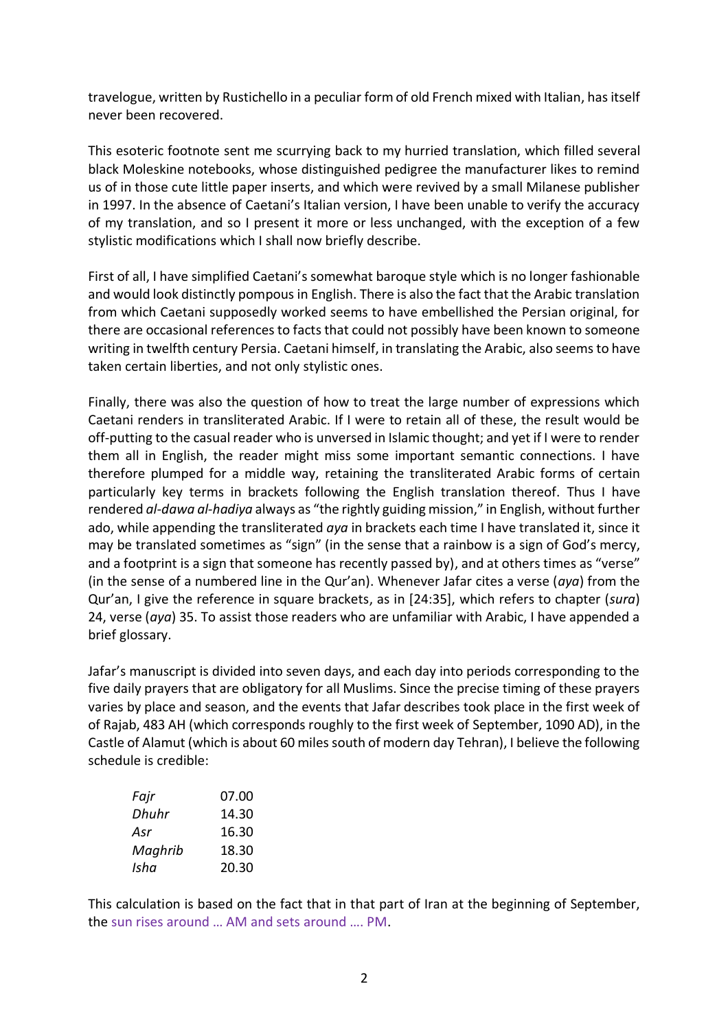travelogue, written by Rustichello in a peculiar form of old French mixed with Italian, has itself never been recovered.

This esoteric footnote sent me scurrying back to my hurried translation, which filled several black Moleskine notebooks, whose distinguished pedigree the manufacturer likes to remind us of in those cute little paper inserts, and which were revived by a small Milanese publisher in 1997. In the absence of Caetani's Italian version, I have been unable to verify the accuracy of my translation, and so I present it more or less unchanged, with the exception of a few stylistic modifications which I shall now briefly describe.

First of all, I have simplified Caetani's somewhat baroque style which is no longer fashionable and would look distinctly pompous in English. There is also the fact that the Arabic translation from which Caetani supposedly worked seems to have embellished the Persian original, for there are occasional references to facts that could not possibly have been known to someone writing in twelfth century Persia. Caetani himself, in translating the Arabic, also seems to have taken certain liberties, and not only stylistic ones.

Finally, there was also the question of how to treat the large number of expressions which Caetani renders in transliterated Arabic. If I were to retain all of these, the result would be off-putting to the casual reader who is unversed in Islamic thought; and yet if I were to render them all in English, the reader might miss some important semantic connections. I have therefore plumped for a middle way, retaining the transliterated Arabic forms of certain particularly key terms in brackets following the English translation thereof. Thus I have rendered *al-dawa al-hadiya* always as "the rightly guiding mission," in English, without further ado, while appending the transliterated *aya* in brackets each time I have translated it, since it may be translated sometimes as "sign" (in the sense that a rainbow is a sign of God's mercy, and a footprint is a sign that someone has recently passed by), and at others times as "verse" (in the sense of a numbered line in the Qur'an). Whenever Jafar cites a verse (*aya*) from the Qur'an, I give the reference in square brackets, as in [24:35], which refers to chapter (*sura*) 24, verse (*aya*) 35. To assist those readers who are unfamiliar with Arabic, I have appended a brief glossary.

Jafar's manuscript is divided into seven days, and each day into periods corresponding to the five daily prayers that are obligatory for all Muslims. Since the precise timing of these prayers varies by place and season, and the events that Jafar describes took place in the first week of of Rajab, 483 AH (which corresponds roughly to the first week of September, 1090 AD), in the Castle of Alamut (which is about 60 miles south of modern day Tehran), I believe the following schedule is credible:

| | |
|---|---|
| *Fajr* | 07.00 |
| *Dhuhr* | 14.30 |
| *Asr* | 16.30 |
| *Maghrib* | 18.30 |
| *Isha* | 20.30 |

This calculation is based on the fact that in that part of Iran at the beginning of September, the sun rises around … AM and sets around …. PM.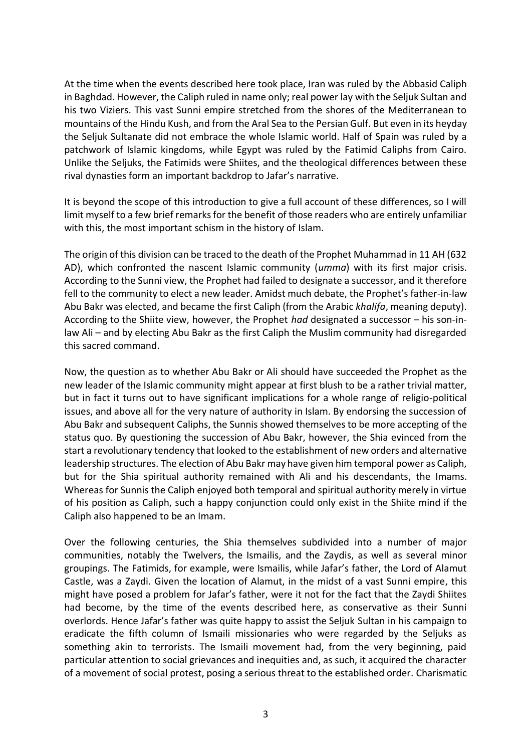At the time when the events described here took place, Iran was ruled by the Abbasid Caliph in Baghdad. However, the Caliph ruled in name only; real power lay with the Seljuk Sultan and his two Viziers. This vast Sunni empire stretched from the shores of the Mediterranean to mountains of the Hindu Kush, and from the Aral Sea to the Persian Gulf. But even in its heyday the Seljuk Sultanate did not embrace the whole Islamic world. Half of Spain was ruled by a patchwork of Islamic kingdoms, while Egypt was ruled by the Fatimid Caliphs from Cairo. Unlike the Seljuks, the Fatimids were Shiites, and the theological differences between these rival dynasties form an important backdrop to Jafar's narrative.

It is beyond the scope of this introduction to give a full account of these differences, so I will limit myself to a few brief remarks for the benefit of those readers who are entirely unfamiliar with this, the most important schism in the history of Islam.

The origin of this division can be traced to the death of the Prophet Muhammad in 11 AH (632 AD), which confronted the nascent Islamic community (*umma*) with its first major crisis. According to the Sunni view, the Prophet had failed to designate a successor, and it therefore fell to the community to elect a new leader. Amidst much debate, the Prophet's father-in-law Abu Bakr was elected, and became the first Caliph (from the Arabic *khalifa*, meaning deputy). According to the Shiite view, however, the Prophet *had* designated a successor – his son-in-law Ali – and by electing Abu Bakr as the first Caliph the Muslim community had disregarded this sacred command.

Now, the question as to whether Abu Bakr or Ali should have succeeded the Prophet as the new leader of the Islamic community might appear at first blush to be a rather trivial matter, but in fact it turns out to have significant implications for a whole range of religio-political issues, and above all for the very nature of authority in Islam. By endorsing the succession of Abu Bakr and subsequent Caliphs, the Sunnis showed themselves to be more accepting of the status quo. By questioning the succession of Abu Bakr, however, the Shia evinced from the start a revolutionary tendency that looked to the establishment of new orders and alternative leadership structures. The election of Abu Bakr may have given him temporal power as Caliph, but for the Shia spiritual authority remained with Ali and his descendants, the Imams. Whereas for Sunnis the Caliph enjoyed both temporal and spiritual authority merely in virtue of his position as Caliph, such a happy conjunction could only exist in the Shiite mind if the Caliph also happened to be an Imam.

Over the following centuries, the Shia themselves subdivided into a number of major communities, notably the Twelvers, the Ismailis, and the Zaydis, as well as several minor groupings. The Fatimids, for example, were Ismailis, while Jafar's father, the Lord of Alamut Castle, was a Zaydi. Given the location of Alamut, in the midst of a vast Sunni empire, this might have posed a problem for Jafar's father, were it not for the fact that the Zaydi Shiites had become, by the time of the events described here, as conservative as their Sunni overlords. Hence Jafar's father was quite happy to assist the Seljuk Sultan in his campaign to eradicate the fifth column of Ismaili missionaries who were regarded by the Seljuks as something akin to terrorists. The Ismaili movement had, from the very beginning, paid particular attention to social grievances and inequities and, as such, it acquired the character of a movement of social protest, posing a serious threat to the established order. Charismatic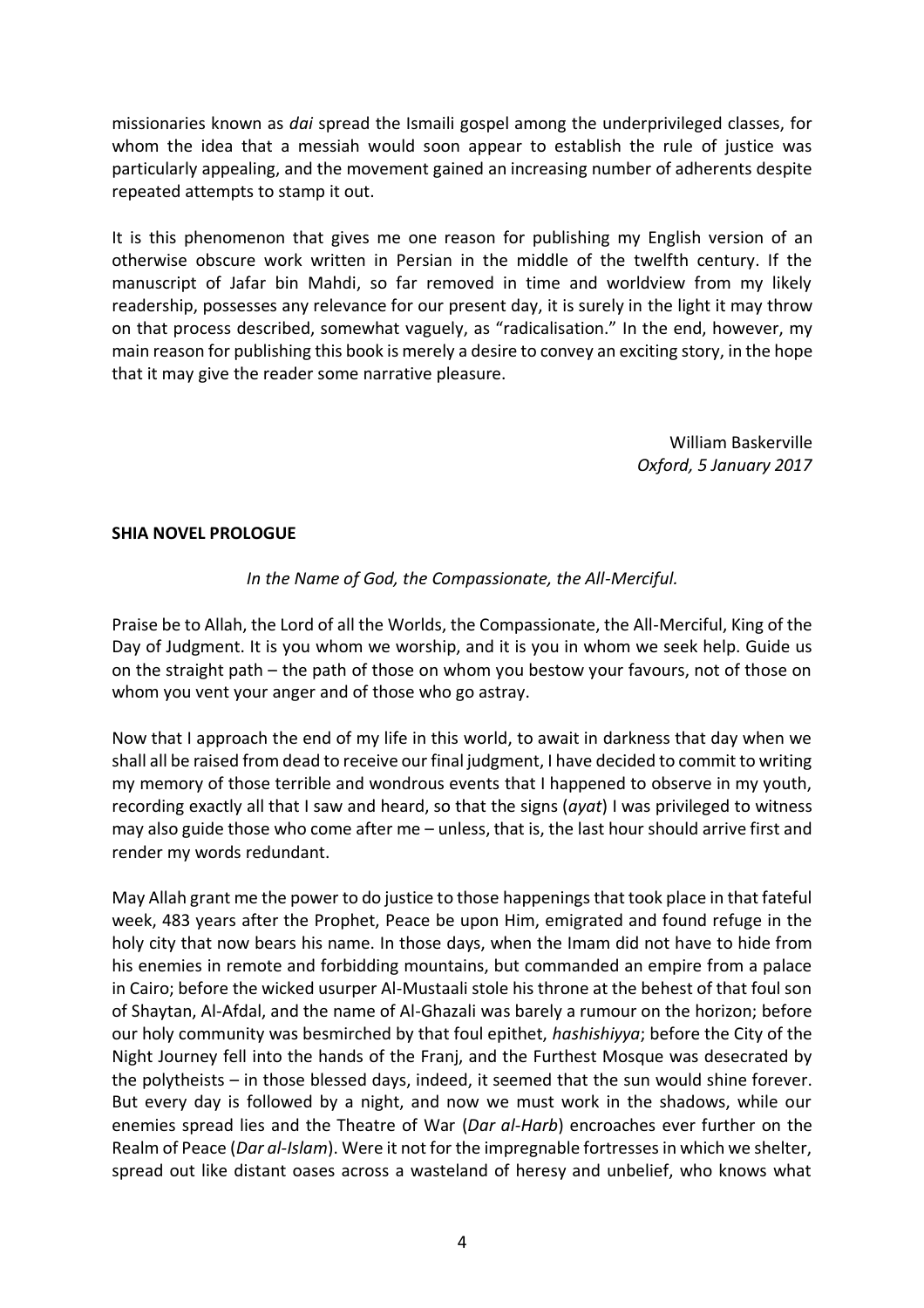missionaries known as *dai* spread the Ismaili gospel among the underprivileged classes, for whom the idea that a messiah would soon appear to establish the rule of justice was particularly appealing, and the movement gained an increasing number of adherents despite repeated attempts to stamp it out.

It is this phenomenon that gives me one reason for publishing my English version of an otherwise obscure work written in Persian in the middle of the twelfth century. If the manuscript of Jafar bin Mahdi, so far removed in time and worldview from my likely readership, possesses any relevance for our present day, it is surely in the light it may throw on that process described, somewhat vaguely, as "radicalisation." In the end, however, my main reason for publishing this book is merely a desire to convey an exciting story, in the hope that it may give the reader some narrative pleasure.

William Baskerville
*Oxford, 5 January 2017*

**SHIA NOVEL PROLOGUE**

*In the Name of God, the Compassionate, the All-Merciful.*

Praise be to Allah, the Lord of all the Worlds, the Compassionate, the All-Merciful, King of the Day of Judgment. It is you whom we worship, and it is you in whom we seek help. Guide us on the straight path – the path of those on whom you bestow your favours, not of those on whom you vent your anger and of those who go astray.

Now that I approach the end of my life in this world, to await in darkness that day when we shall all be raised from dead to receive our final judgment, I have decided to commit to writing my memory of those terrible and wondrous events that I happened to observe in my youth, recording exactly all that I saw and heard, so that the signs (*ayat*) I was privileged to witness may also guide those who come after me – unless, that is, the last hour should arrive first and render my words redundant.

May Allah grant me the power to do justice to those happenings that took place in that fateful week, 483 years after the Prophet, Peace be upon Him, emigrated and found refuge in the holy city that now bears his name. In those days, when the Imam did not have to hide from his enemies in remote and forbidding mountains, but commanded an empire from a palace in Cairo; before the wicked usurper Al-Mustaali stole his throne at the behest of that foul son of Shaytan, Al-Afdal, and the name of Al-Ghazali was barely a rumour on the horizon; before our holy community was besmirched by that foul epithet, *hashishiyya*; before the City of the Night Journey fell into the hands of the Franj, and the Furthest Mosque was desecrated by the polytheists – in those blessed days, indeed, it seemed that the sun would shine forever. But every day is followed by a night, and now we must work in the shadows, while our enemies spread lies and the Theatre of War (*Dar al-Harb*) encroaches ever further on the Realm of Peace (*Dar al-Islam*). Were it not for the impregnable fortresses in which we shelter, spread out like distant oases across a wasteland of heresy and unbelief, who knows what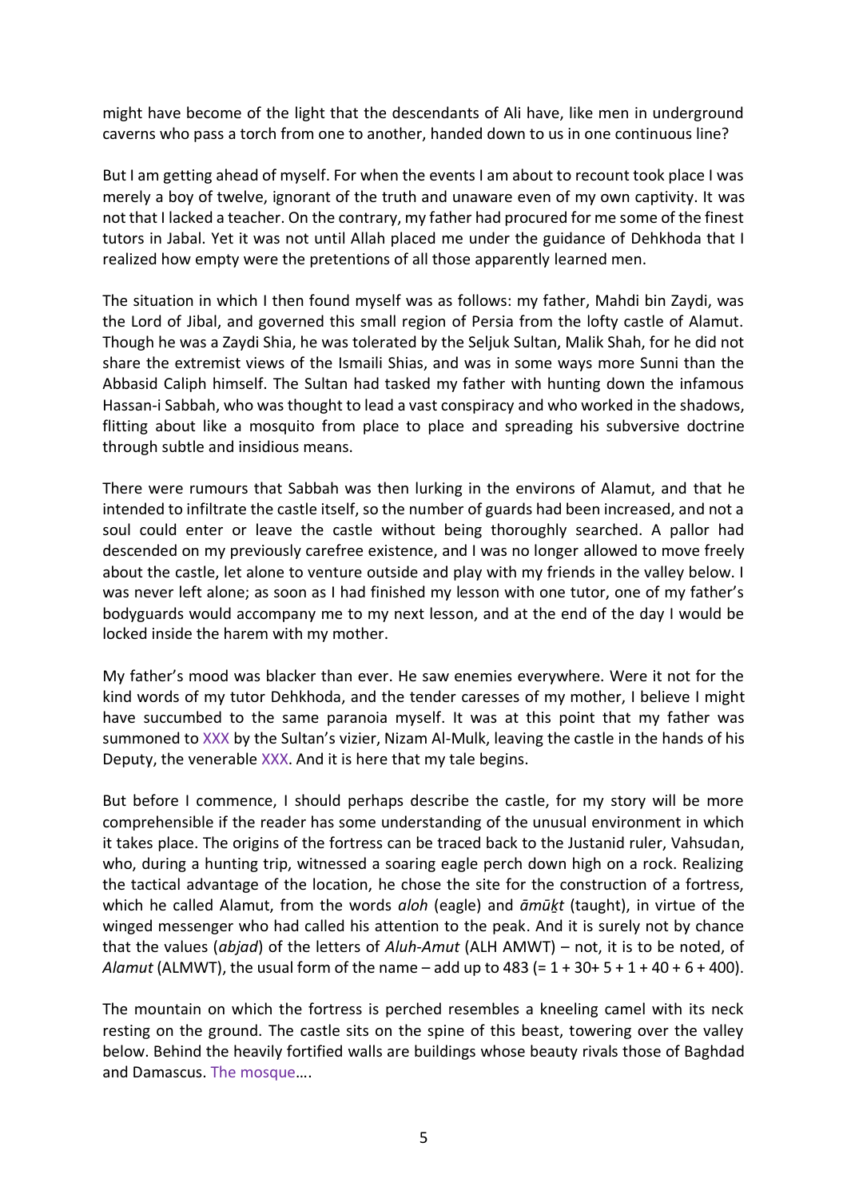might have become of the light that the descendants of Ali have, like men in underground caverns who pass a torch from one to another, handed down to us in one continuous line?

But I am getting ahead of myself. For when the events I am about to recount took place I was merely a boy of twelve, ignorant of the truth and unaware even of my own captivity. It was not that I lacked a teacher. On the contrary, my father had procured for me some of the finest tutors in Jabal. Yet it was not until Allah placed me under the guidance of Dehkhoda that I realized how empty were the pretentions of all those apparently learned men.

The situation in which I then found myself was as follows: my father, Mahdi bin Zaydi, was the Lord of Jibal, and governed this small region of Persia from the lofty castle of Alamut. Though he was a Zaydi Shia, he was tolerated by the Seljuk Sultan, Malik Shah, for he did not share the extremist views of the Ismaili Shias, and was in some ways more Sunni than the Abbasid Caliph himself. The Sultan had tasked my father with hunting down the infamous Hassan-i Sabbah, who was thought to lead a vast conspiracy and who worked in the shadows, flitting about like a mosquito from place to place and spreading his subversive doctrine through subtle and insidious means.

There were rumours that Sabbah was then lurking in the environs of Alamut, and that he intended to infiltrate the castle itself, so the number of guards had been increased, and not a soul could enter or leave the castle without being thoroughly searched. A pallor had descended on my previously carefree existence, and I was no longer allowed to move freely about the castle, let alone to venture outside and play with my friends in the valley below. I was never left alone; as soon as I had finished my lesson with one tutor, one of my father's bodyguards would accompany me to my next lesson, and at the end of the day I would be locked inside the harem with my mother.

My father's mood was blacker than ever. He saw enemies everywhere. Were it not for the kind words of my tutor Dehkhoda, and the tender caresses of my mother, I believe I might have succumbed to the same paranoia myself. It was at this point that my father was summoned to XXX by the Sultan's vizier, Nizam Al-Mulk, leaving the castle in the hands of his Deputy, the venerable XXX. And it is here that my tale begins.

But before I commence, I should perhaps describe the castle, for my story will be more comprehensible if the reader has some understanding of the unusual environment in which it takes place. The origins of the fortress can be traced back to the Justanid ruler, Vahsudan, who, during a hunting trip, witnessed a soaring eagle perch down high on a rock. Realizing the tactical advantage of the location, he chose the site for the construction of a fortress, which he called Alamut, from the words *aloh* (eagle) and *āmūḵt* (taught), in virtue of the winged messenger who had called his attention to the peak. And it is surely not by chance that the values (*abjad*) of the letters of *Aluh-Amut* (ALH AMWT) – not, it is to be noted, of *Alamut* (ALMWT), the usual form of the name – add up to 483 (= 1 + 30+ 5 + 1 + 40 + 6 + 400).

The mountain on which the fortress is perched resembles a kneeling camel with its neck resting on the ground. The castle sits on the spine of this beast, towering over the valley below. Behind the heavily fortified walls are buildings whose beauty rivals those of Baghdad and Damascus. The mosque….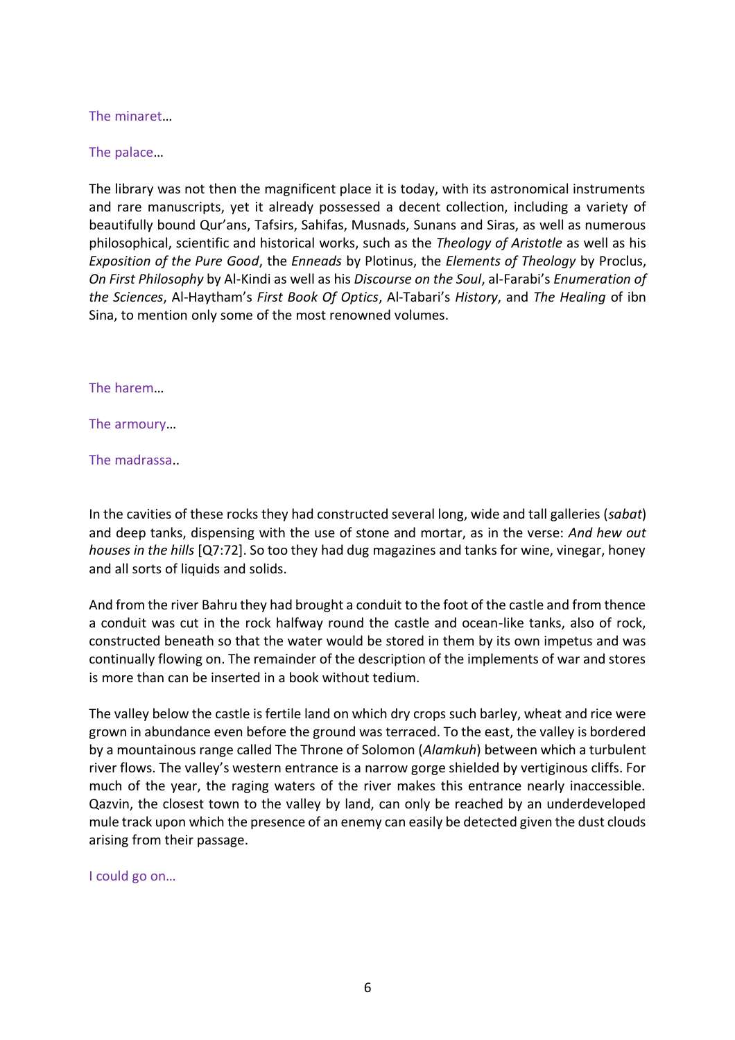The minaret…

The palace…

The library was not then the magnificent place it is today, with its astronomical instruments and rare manuscripts, yet it already possessed a decent collection, including a variety of beautifully bound Qur'ans, Tafsirs, Sahifas, Musnads, Sunans and Siras, as well as numerous philosophical, scientific and historical works, such as the *Theology of Aristotle* as well as his *Exposition of the Pure Good*, the *Enneads* by Plotinus, the *Elements of Theology* by Proclus, *On First Philosophy* by Al-Kindi as well as his *Discourse on the Soul*, al-Farabi's *Enumeration of the Sciences*, Al-Haytham's *First Book Of Optics*, Al-Tabari's *History*, and *The Healing* of ibn Sina, to mention only some of the most renowned volumes.

The harem…

The armoury…

The madrassa..

In the cavities of these rocks they had constructed several long, wide and tall galleries (*sabat*) and deep tanks, dispensing with the use of stone and mortar, as in the verse: *And hew out houses in the hills* [Q7:72]. So too they had dug magazines and tanks for wine, vinegar, honey and all sorts of liquids and solids.

And from the river Bahru they had brought a conduit to the foot of the castle and from thence a conduit was cut in the rock halfway round the castle and ocean-like tanks, also of rock, constructed beneath so that the water would be stored in them by its own impetus and was continually flowing on. The remainder of the description of the implements of war and stores is more than can be inserted in a book without tedium.

The valley below the castle is fertile land on which dry crops such barley, wheat and rice were grown in abundance even before the ground was terraced. To the east, the valley is bordered by a mountainous range called The Throne of Solomon (*Alamkuh*) between which a turbulent river flows. The valley's western entrance is a narrow gorge shielded by vertiginous cliffs. For much of the year, the raging waters of the river makes this entrance nearly inaccessible. Qazvin, the closest town to the valley by land, can only be reached by an underdeveloped mule track upon which the presence of an enemy can easily be detected given the dust clouds arising from their passage.

I could go on…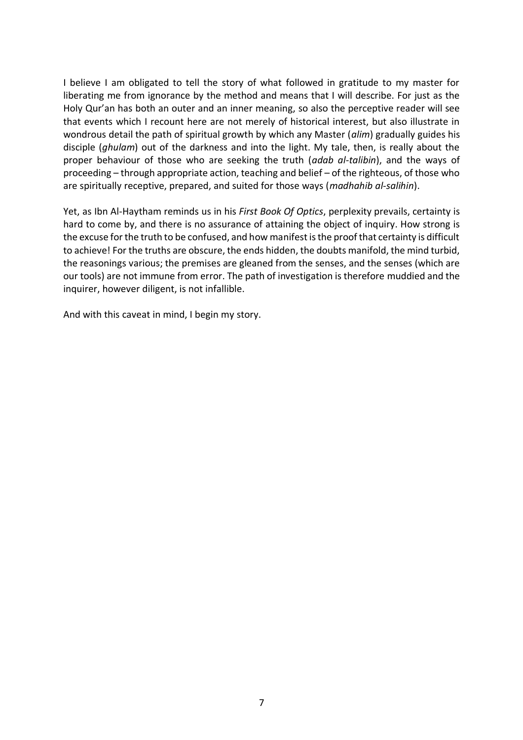I believe I am obligated to tell the story of what followed in gratitude to my master for liberating me from ignorance by the method and means that I will describe. For just as the Holy Qur'an has both an outer and an inner meaning, so also the perceptive reader will see that events which I recount here are not merely of historical interest, but also illustrate in wondrous detail the path of spiritual growth by which any Master (*alim*) gradually guides his disciple (*ghulam*) out of the darkness and into the light. My tale, then, is really about the proper behaviour of those who are seeking the truth (*adab al-talibin*), and the ways of proceeding – through appropriate action, teaching and belief – of the righteous, of those who are spiritually receptive, prepared, and suited for those ways (*madhahib al-salihin*).

Yet, as Ibn Al-Haytham reminds us in his *First Book Of Optics*, perplexity prevails, certainty is hard to come by, and there is no assurance of attaining the object of inquiry. How strong is the excuse for the truth to be confused, and how manifest is the proof that certainty is difficult to achieve! For the truths are obscure, the ends hidden, the doubts manifold, the mind turbid, the reasonings various; the premises are gleaned from the senses, and the senses (which are our tools) are not immune from error. The path of investigation is therefore muddied and the inquirer, however diligent, is not infallible.

And with this caveat in mind, I begin my story.